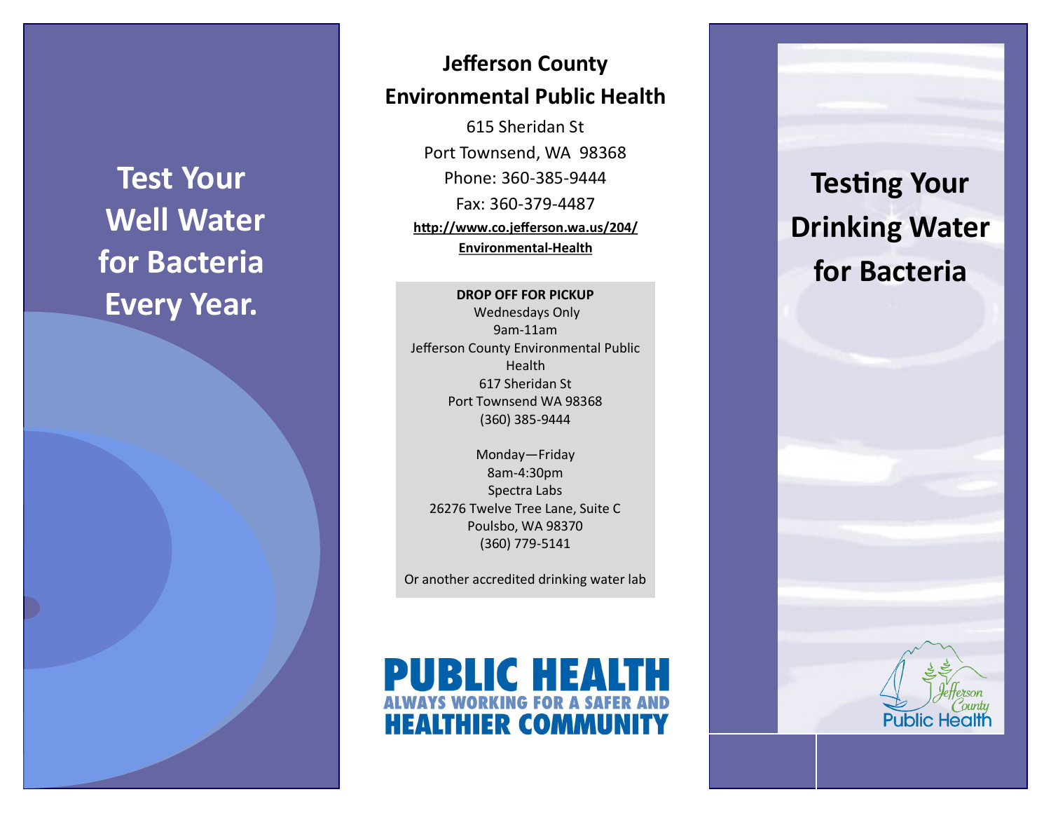# Test Your Well Water for Bacteria Every Year.

## Jefferson County Environmental Public Health

615 Sheridan St
Port Townsend, WA 98368
Phone: 360-385-9444
Fax: 360-379-4487
http://www.co.jefferson.wa.us/204/Environmental-Health

**DROP OFF FOR PICKUP**
Wednesdays Only
9am-11am
Jefferson County Environmental Public Health
617 Sheridan St
Port Townsend WA 98368
(360) 385-9444

Monday—Friday
8am-4:30pm
Spectra Labs
26276 Twelve Tree Lane, Suite C
Poulsbo, WA 98370
(360) 779-5141

Or another accredited drinking water lab

**PUBLIC HEALTH**
**ALWAYS WORKING FOR A SAFER AND HEALTHIER COMMUNITY**

# Testing Your Drinking Water for Bacteria

Jefferson County Public Health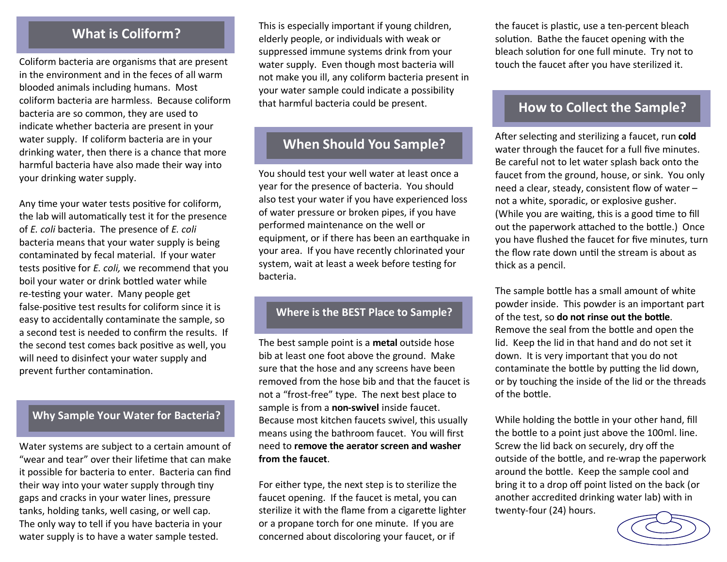## What is Coliform?

Coliform bacteria are organisms that are present in the environment and in the feces of all warm blooded animals including humans. Most coliform bacteria are harmless. Because coliform bacteria are so common, they are used to indicate whether bacteria are present in your water supply. If coliform bacteria are in your drinking water, then there is a chance that more harmful bacteria have also made their way into your drinking water supply.

Any time your water tests positive for coliform, the lab will automatically test it for the presence of *E. coli* bacteria. The presence of *E. coli* bacteria means that your water supply is being contaminated by fecal material. If your water tests positive for *E. coli,* we recommend that you boil your water or drink bottled water while re-testing your water. Many people get false-positive test results for coliform since it is easy to accidentally contaminate the sample, so a second test is needed to confirm the results. If the second test comes back positive as well, you will need to disinfect your water supply and prevent further contamination.

## Why Sample Your Water for Bacteria?

Water systems are subject to a certain amount of "wear and tear" over their lifetime that can make it possible for bacteria to enter. Bacteria can find their way into your water supply through tiny gaps and cracks in your water lines, pressure tanks, holding tanks, well casing, or well cap. The only way to tell if you have bacteria in your water supply is to have a water sample tested. This is especially important if young children, elderly people, or individuals with weak or suppressed immune systems drink from your water supply. Even though most bacteria will not make you ill, any coliform bacteria present in your water sample could indicate a possibility that harmful bacteria could be present.

## When Should You Sample?

You should test your well water at least once a year for the presence of bacteria. You should also test your water if you have experienced loss of water pressure or broken pipes, if you have performed maintenance on the well or equipment, or if there has been an earthquake in your area. If you have recently chlorinated your system, wait at least a week before testing for bacteria.

## Where is the BEST Place to Sample?

The best sample point is a **metal** outside hose bib at least one foot above the ground. Make sure that the hose and any screens have been removed from the hose bib and that the faucet is not a "frost-free" type. The next best place to sample is from a **non-swivel** inside faucet. Because most kitchen faucets swivel, this usually means using the bathroom faucet. You will first need to **remove the aerator screen and washer from the faucet**.

For either type, the next step is to sterilize the faucet opening. If the faucet is metal, you can sterilize it with the flame from a cigarette lighter or a propane torch for one minute. If you are concerned about discoloring your faucet, or if the faucet is plastic, use a ten-percent bleach solution. Bathe the faucet opening with the bleach solution for one full minute. Try not to touch the faucet after you have sterilized it.

## How to Collect the Sample?

After selecting and sterilizing a faucet, run **cold** water through the faucet for a full five minutes. Be careful not to let water splash back onto the faucet from the ground, house, or sink. You only need a clear, steady, consistent flow of water – not a white, sporadic, or explosive gusher. (While you are waiting, this is a good time to fill out the paperwork attached to the bottle.) Once you have flushed the faucet for five minutes, turn the flow rate down until the stream is about as thick as a pencil.

The sample bottle has a small amount of white powder inside. This powder is an important part of the test, so **do not rinse out the bottle**. Remove the seal from the bottle and open the lid. Keep the lid in that hand and do not set it down. It is very important that you do not contaminate the bottle by putting the lid down, or by touching the inside of the lid or the threads of the bottle.

While holding the bottle in your other hand, fill the bottle to a point just above the 100ml. line. Screw the lid back on securely, dry off the outside of the bottle, and re-wrap the paperwork around the bottle. Keep the sample cool and bring it to a drop off point listed on the back (or another accredited drinking water lab) with in twenty-four (24) hours.